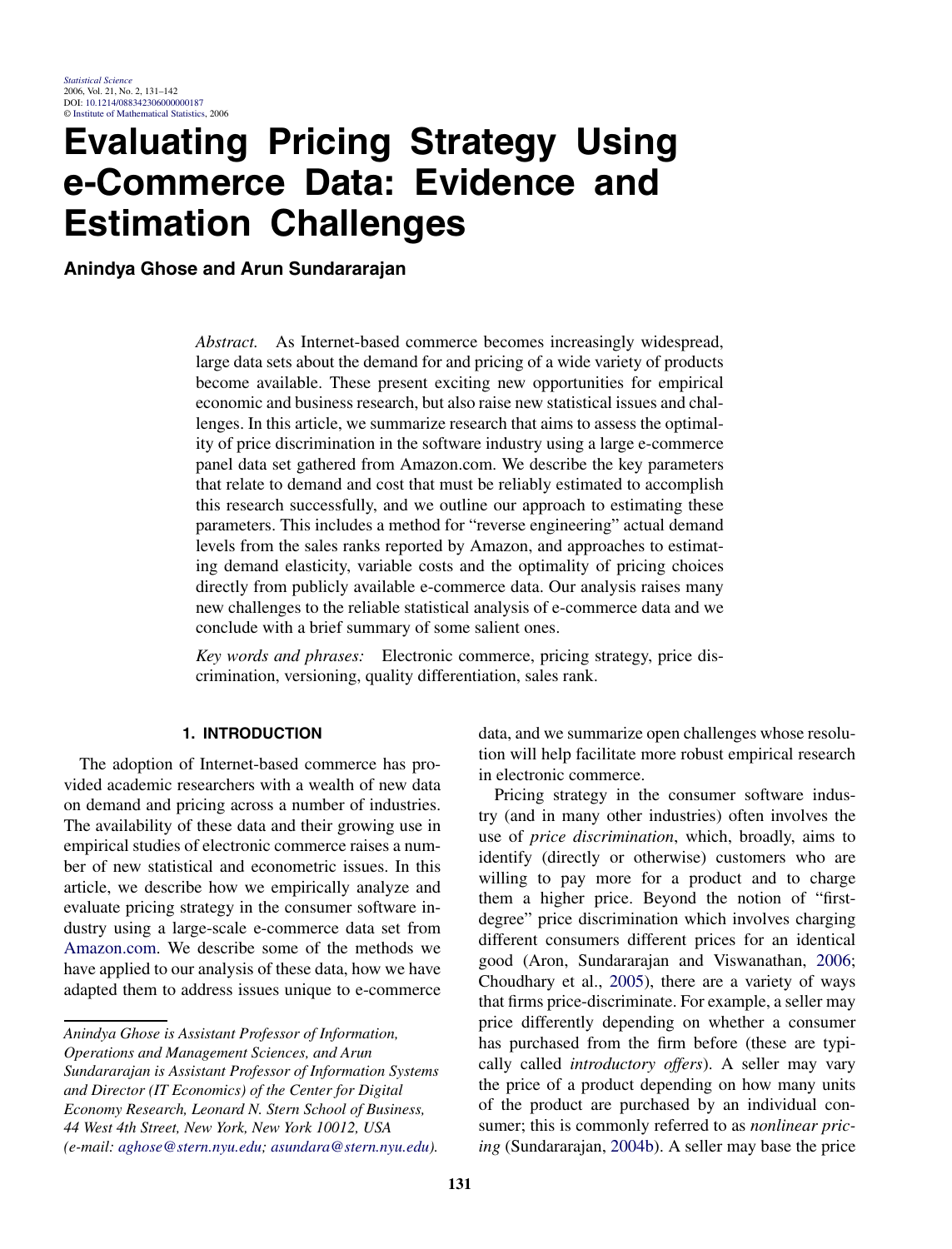# Evaluating Pricing Strategy Using e-Commerce Data: Evidence and Estimation Challenges

**Anindya Ghose and Arun Sundararajan**

*Abstract.* As Internet-based commerce becomes increasingly widespread, large data sets about the demand for and pricing of a wide variety of products become available. These present exciting new opportunities for empirical economic and business research, but also raise new statistical issues and challenges. In this article, we summarize research that aims to assess the optimality of price discrimination in the software industry using a large e-commerce panel data set gathered from Amazon.com. We describe the key parameters that relate to demand and cost that must be reliably estimated to accomplish this research successfully, and we outline our approach to estimating these parameters. This includes a method for "reverse engineering" actual demand levels from the sales ranks reported by Amazon, and approaches to estimating demand elasticity, variable costs and the optimality of pricing choices directly from publicly available e-commerce data. Our analysis raises many new challenges to the reliable statistical analysis of e-commerce data and we conclude with a brief summary of some salient ones.

*Key words and phrases:* Electronic commerce, pricing strategy, price discrimination, versioning, quality differentiation, sales rank.

## 1. INTRODUCTION

The adoption of Internet-based commerce has provided academic researchers with a wealth of new data on demand and pricing across a number of industries. The availability of these data and their growing use in empirical studies of electronic commerce raises a number of new statistical and econometric issues. In this article, we describe how we empirically analyze and evaluate pricing strategy in the consumer software industry using a large-scale e-commerce data set from Amazon.com. We describe some of the methods we have applied to our analysis of these data, how we have adapted them to address issues unique to e-commerce data, and we summarize open challenges whose resolution will help facilitate more robust empirical research in electronic commerce.

Pricing strategy in the consumer software industry (and in many other industries) often involves the use of *price discrimination*, which, broadly, aims to identify (directly or otherwise) customers who are willing to pay more for a product and to charge them a higher price. Beyond the notion of "first-degree" price discrimination which involves charging different consumers different prices for an identical good (Aron, Sundararajan and Viswanathan, 2006; Choudhary et al., 2005), there are a variety of ways that firms price-discriminate. For example, a seller may price differently depending on whether a consumer has purchased from the firm before (these are typically called *introductory offers*). A seller may vary the price of a product depending on how many units of the product are purchased by an individual consumer; this is commonly referred to as *nonlinear pricing* (Sundararajan, 2004b). A seller may base the price

*Anindya Ghose is Assistant Professor of Information, Operations and Management Sciences, and Arun Sundararajan is Assistant Professor of Information Systems and Director (IT Economics) of the Center for Digital Economy Research, Leonard N. Stern School of Business, 44 West 4th Street, New York, New York 10012, USA (e-mail: aghose@stern.nyu.edu; asundara@stern.nyu.edu).*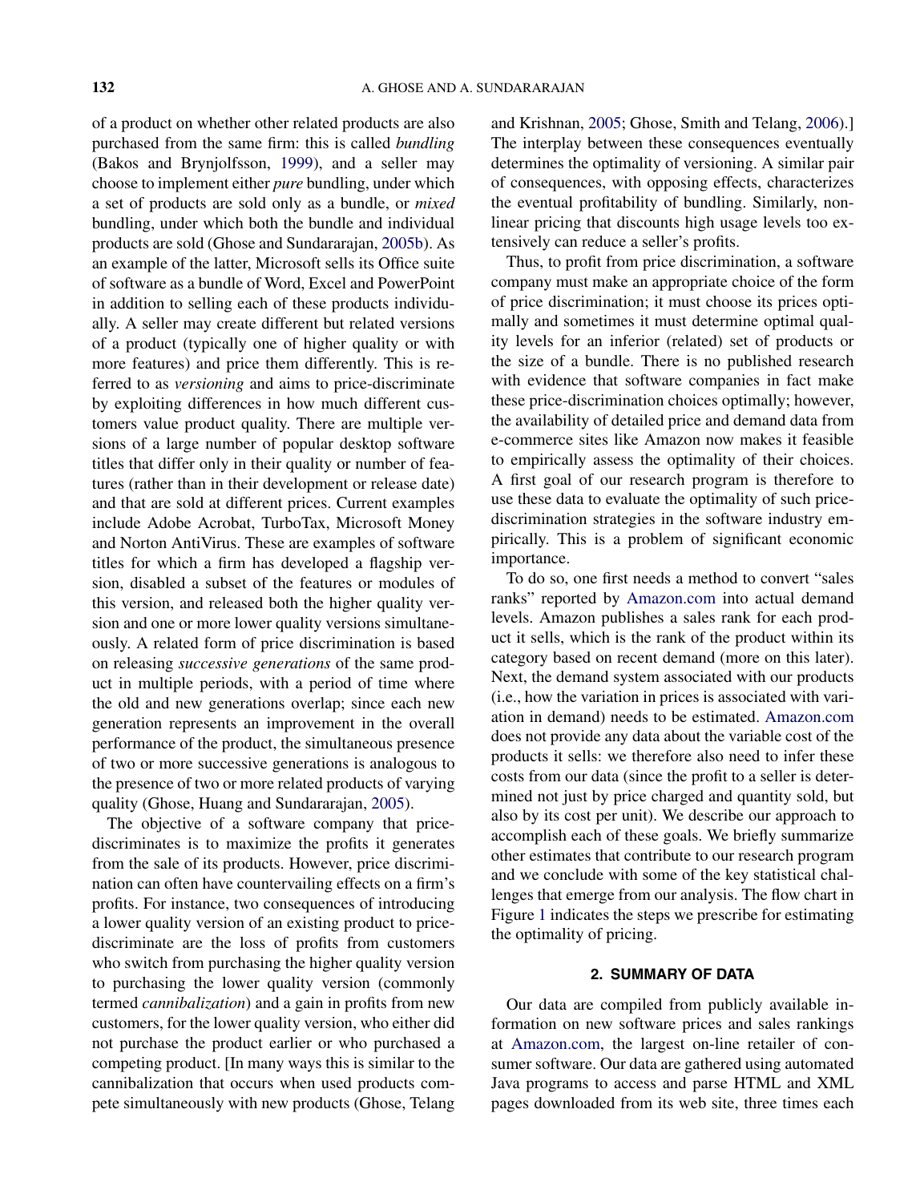of a product on whether other related products are also purchased from the same firm: this is called *bundling* (Bakos and Brynjolfsson, 1999), and a seller may choose to implement either *pure* bundling, under which a set of products are sold only as a bundle, or *mixed* bundling, under which both the bundle and individual products are sold (Ghose and Sundararajan, 2005b). As an example of the latter, Microsoft sells its Office suite of software as a bundle of Word, Excel and PowerPoint in addition to selling each of these products individually. A seller may create different but related versions of a product (typically one of higher quality or with more features) and price them differently. This is referred to as *versioning* and aims to price-discriminate by exploiting differences in how much different customers value product quality. There are multiple versions of a large number of popular desktop software titles that differ only in their quality or number of features (rather than in their development or release date) and that are sold at different prices. Current examples include Adobe Acrobat, TurboTax, Microsoft Money and Norton AntiVirus. These are examples of software titles for which a firm has developed a flagship version, disabled a subset of the features or modules of this version, and released both the higher quality version and one or more lower quality versions simultaneously. A related form of price discrimination is based on releasing *successive generations* of the same product in multiple periods, with a period of time where the old and new generations overlap; since each new generation represents an improvement in the overall performance of the product, the simultaneous presence of two or more successive generations is analogous to the presence of two or more related products of varying quality (Ghose, Huang and Sundararajan, 2005).

The objective of a software company that price-discriminates is to maximize the profits it generates from the sale of its products. However, price discrimination can often have countervailing effects on a firm's profits. For instance, two consequences of introducing a lower quality version of an existing product to price-discriminate are the loss of profits from customers who switch from purchasing the higher quality version to purchasing the lower quality version (commonly termed *cannibalization*) and a gain in profits from new customers, for the lower quality version, who either did not purchase the product earlier or who purchased a competing product. [In many ways this is similar to the cannibalization that occurs when used products compete simultaneously with new products (Ghose, Telang and Krishnan, 2005; Ghose, Smith and Telang, 2006).] The interplay between these consequences eventually determines the optimality of versioning. A similar pair of consequences, with opposing effects, characterizes the eventual profitability of bundling. Similarly, nonlinear pricing that discounts high usage levels too extensively can reduce a seller's profits.

Thus, to profit from price discrimination, a software company must make an appropriate choice of the form of price discrimination; it must choose its prices optimally and sometimes it must determine optimal quality levels for an inferior (related) set of products or the size of a bundle. There is no published research with evidence that software companies in fact make these price-discrimination choices optimally; however, the availability of detailed price and demand data from e-commerce sites like Amazon now makes it feasible to empirically assess the optimality of their choices. A first goal of our research program is therefore to use these data to evaluate the optimality of such price-discrimination strategies in the software industry empirically. This is a problem of significant economic importance.

To do so, one first needs a method to convert "sales ranks" reported by Amazon.com into actual demand levels. Amazon publishes a sales rank for each product it sells, which is the rank of the product within its category based on recent demand (more on this later). Next, the demand system associated with our products (i.e., how the variation in prices is associated with variation in demand) needs to be estimated. Amazon.com does not provide any data about the variable cost of the products it sells: we therefore also need to infer these costs from our data (since the profit to a seller is determined not just by price charged and quantity sold, but also by its cost per unit). We describe our approach to accomplish each of these goals. We briefly summarize other estimates that contribute to our research program and we conclude with some of the key statistical challenges that emerge from our analysis. The flow chart in Figure 1 indicates the steps we prescribe for estimating the optimality of pricing.

## 2. SUMMARY OF DATA

Our data are compiled from publicly available information on new software prices and sales rankings at Amazon.com, the largest on-line retailer of consumer software. Our data are gathered using automated Java programs to access and parse HTML and XML pages downloaded from its web site, three times each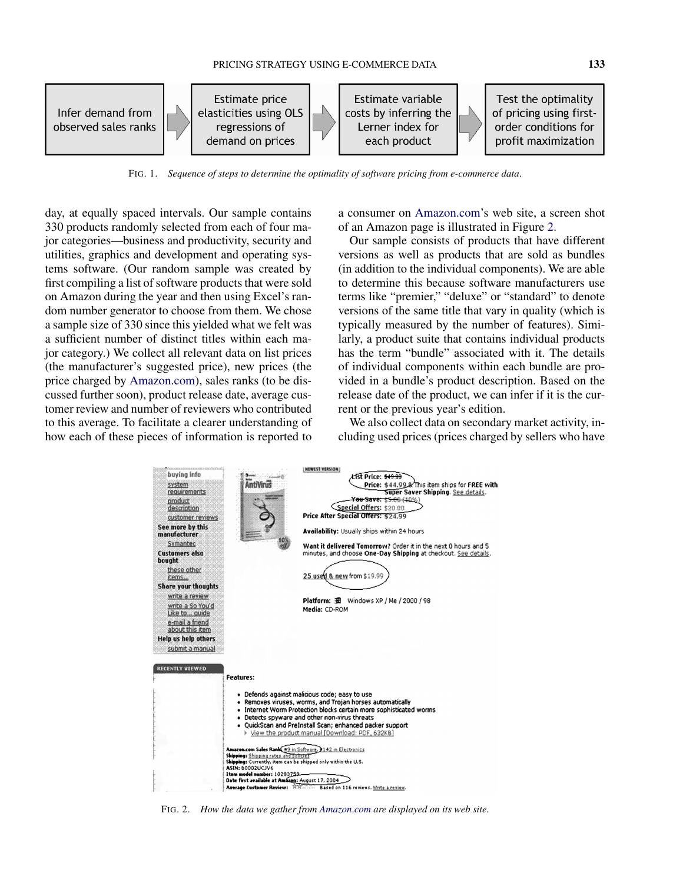Infer demand from observed sales ranks → Estimate price elasticities using OLS regressions of demand on prices → Estimate variable costs by inferring the Lerner index for each product → Test the optimality of pricing using first-order conditions for profit maximization

FIG. 1. *Sequence of steps to determine the optimality of software pricing from e-commerce data.*

day, at equally spaced intervals. Our sample contains 330 products randomly selected from each of four major categories—business and productivity, security and utilities, graphics and development and operating systems software. (Our random sample was created by first compiling a list of software products that were sold on Amazon during the year and then using Excel's random number generator to choose from them. We chose a sample size of 330 since this yielded what we felt was a sufficient number of distinct titles within each major category.) We collect all relevant data on list prices (the manufacturer's suggested price), new prices (the price charged by Amazon.com), sales ranks (to be discussed further soon), product release date, average customer review and number of reviewers who contributed to this average. To facilitate a clearer understanding of how each of these pieces of information is reported to a consumer on Amazon.com's web site, a screen shot of an Amazon page is illustrated in Figure 2.

Our sample consists of products that have different versions as well as products that are sold as bundles (in addition to the individual components). We are able to determine this because software manufacturers use terms like "premier," "deluxe" or "standard" to denote versions of the same title that vary in quality (which is typically measured by the number of features). Similarly, a product suite that contains individual products has the term "bundle" associated with it. The details of individual components within each bundle are provided in a bundle's product description. Based on the release date of the product, we can infer if it is the current or the previous year's edition.

We also collect data on secondary market activity, including used prices (prices charged by sellers who have

FIG. 2. *How the data we gather from Amazon.com are displayed on its web site.*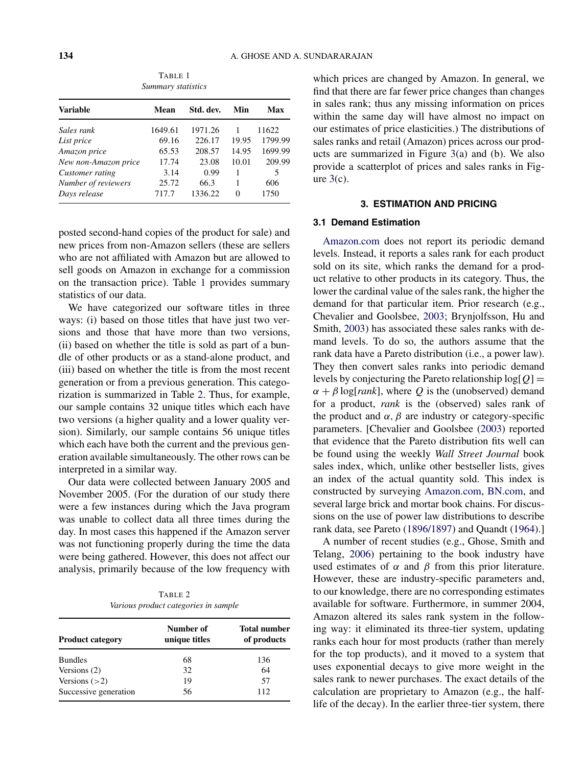TABLE 1
*Summary statistics*

| Variable | Mean | Std. dev. | Min | Max |
|---|---|---|---|---|
| *Sales rank* | 1649.61 | 1971.26 | 1 | 11622 |
| *List price* | 69.16 | 226.17 | 19.95 | 1799.99 |
| *Amazon price* | 65.53 | 208.57 | 14.95 | 1699.99 |
| *New non-Amazon price* | 17.74 | 23.08 | 10.01 | 209.99 |
| *Customer rating* | 3.14 | 0.99 | 1 | 5 |
| *Number of reviewers* | 25.72 | 66.3 | 1 | 606 |
| *Days release* | 717.7 | 1336.22 | 0 | 1750 |

posted second-hand copies of the product for sale) and new prices from non-Amazon sellers (these are sellers who are not affiliated with Amazon but are allowed to sell goods on Amazon in exchange for a commission on the transaction price). Table 1 provides summary statistics of our data.

We have categorized our software titles in three ways: (i) based on those titles that have just two versions and those that have more than two versions, (ii) based on whether the title is sold as part of a bundle of other products or as a stand-alone product, and (iii) based on whether the title is from the most recent generation or from a previous generation. This categorization is summarized in Table 2. Thus, for example, our sample contains 32 unique titles which each have two versions (a higher quality and a lower quality version). Similarly, our sample contains 56 unique titles which each have both the current and the previous generation available simultaneously. The other rows can be interpreted in a similar way.

Our data were collected between January 2005 and November 2005. (For the duration of our study there were a few instances during which the Java program was unable to collect data all three times during the day. In most cases this happened if the Amazon server was not functioning properly during the time the data were being gathered. However, this does not affect our analysis, primarily because of the low frequency with which prices are changed by Amazon. In general, we find that there are far fewer price changes than changes in sales rank; thus any missing information on prices within the same day will have almost no impact on our estimates of price elasticities.) The distributions of sales ranks and retail (Amazon) prices across our products are summarized in Figure 3(a) and (b). We also provide a scatterplot of prices and sales ranks in Figure 3(c).

TABLE 2
*Various product categories in sample*

| Product category | Number of unique titles | Total number of products |
|---|---|---|
| Bundles | 68 | 136 |
| Versions (2) | 32 | 64 |
| Versions (>2) | 19 | 57 |
| Successive generation | 56 | 112 |

## 3. ESTIMATION AND PRICING

### 3.1 Demand Estimation

Amazon.com does not report its periodic demand levels. Instead, it reports a sales rank for each product sold on its site, which ranks the demand for a product relative to other products in its category. Thus, the lower the cardinal value of the sales rank, the higher the demand for that particular item. Prior research (e.g., Chevalier and Goolsbee, 2003; Brynjolfsson, Hu and Smith, 2003) has associated these sales ranks with demand levels. To do so, the authors assume that the rank data have a Pareto distribution (i.e., a power law). They then convert sales ranks into periodic demand levels by conjecturing the Pareto relationship $\log[Q] = \alpha + \beta \log[rank]$, where $Q$ is the (unobserved) demand for a product, *rank* is the (observed) sales rank of the product and $\alpha, \beta$ are industry or category-specific parameters. [Chevalier and Goolsbee (2003) reported that evidence that the Pareto distribution fits well can be found using the weekly *Wall Street Journal* book sales index, which, unlike other bestseller lists, gives an index of the actual quantity sold. This index is constructed by surveying Amazon.com, BN.com, and several large brick and mortar book chains. For discussions on the use of power law distributions to describe rank data, see Pareto (1896/1897) and Quandt (1964).]

A number of recent studies (e.g., Ghose, Smith and Telang, 2006) pertaining to the book industry have used estimates of $\alpha$ and $\beta$ from this prior literature. However, these are industry-specific parameters and, to our knowledge, there are no corresponding estimates available for software. Furthermore, in summer 2004, Amazon altered its sales rank system in the following way: it eliminated its three-tier system, updating ranks each hour for most products (rather than merely for the top products), and it moved to a system that uses exponential decays to give more weight in the sales rank to newer purchases. The exact details of the calculation are proprietary to Amazon (e.g., the half-life of the decay). In the earlier three-tier system, there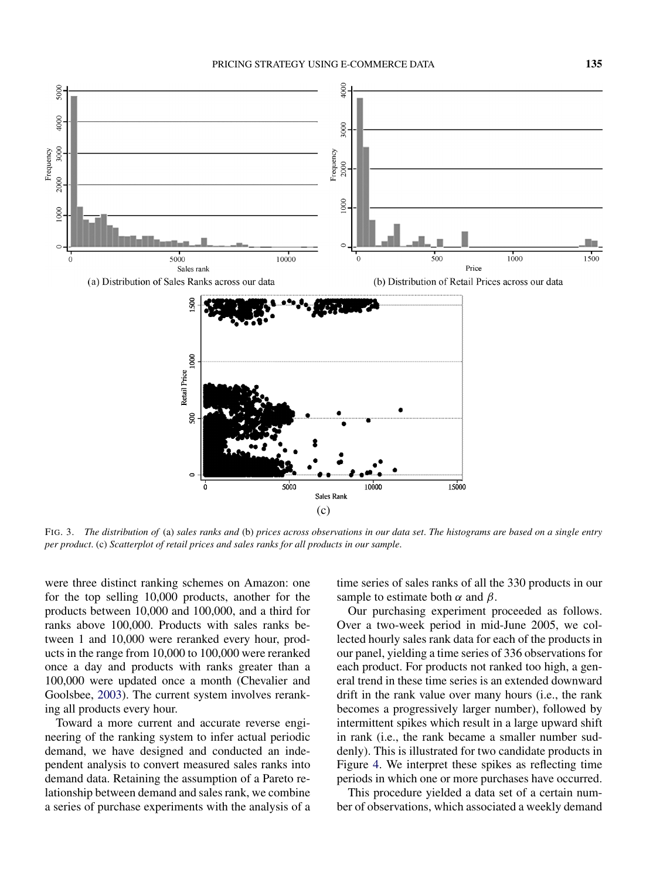FIG. 3. *The distribution of* (a) *sales ranks and* (b) *prices across observations in our data set. The histograms are based on a single entry per product.* (c) *Scatterplot of retail prices and sales ranks for all products in our sample.*

were three distinct ranking schemes on Amazon: one for the top selling 10,000 products, another for the products between 10,000 and 100,000, and a third for ranks above 100,000. Products with sales ranks between 1 and 10,000 were reranked every hour, products in the range from 10,000 to 100,000 were reranked once a day and products with ranks greater than a 100,000 were updated once a month (Chevalier and Goolsbee, 2003). The current system involves reranking all products every hour.

Toward a more current and accurate reverse engineering of the ranking system to infer actual periodic demand, we have designed and conducted an independent analysis to convert measured sales ranks into demand data. Retaining the assumption of a Pareto relationship between demand and sales rank, we combine a series of purchase experiments with the analysis of a time series of sales ranks of all the 330 products in our sample to estimate both $\alpha$ and $\beta$.

Our purchasing experiment proceeded as follows. Over a two-week period in mid-June 2005, we collected hourly sales rank data for each of the products in our panel, yielding a time series of 336 observations for each product. For products not ranked too high, a general trend in these time series is an extended downward drift in the rank value over many hours (i.e., the rank becomes a progressively larger number), followed by intermittent spikes which result in a large upward shift in rank (i.e., the rank became a smaller number suddenly). This is illustrated for two candidate products in Figure 4. We interpret these spikes as reflecting time periods in which one or more purchases have occurred.

This procedure yielded a data set of a certain number of observations, which associated a weekly demand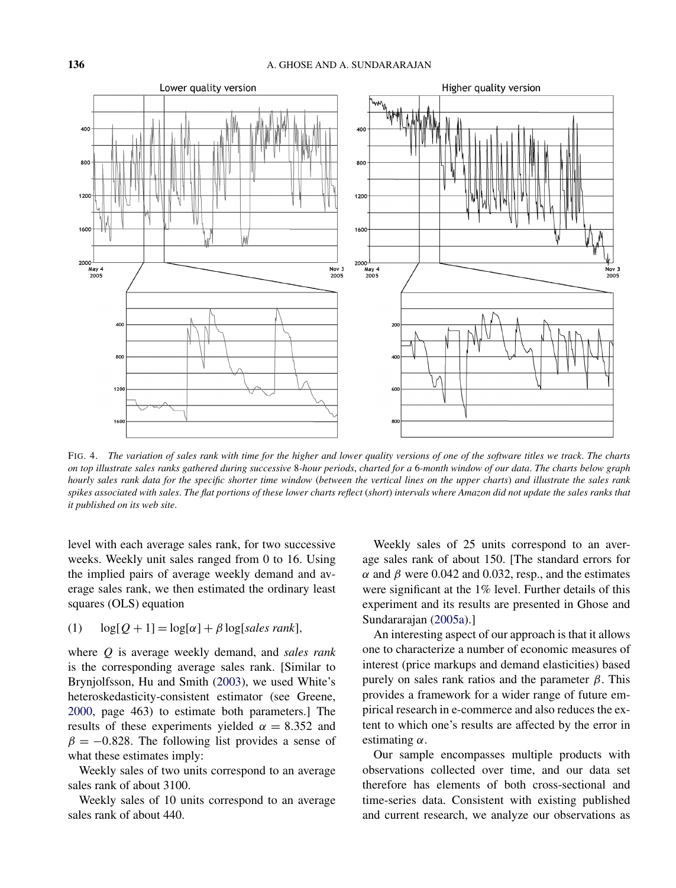FIG. 4. *The variation of sales rank with time for the higher and lower quality versions of one of the software titles we track. The charts on top illustrate sales ranks gathered during successive* 8*-hour periods, charted for a* 6*-month window of our data. The charts below graph hourly sales rank data for the specific shorter time window* (*between the vertical lines on the upper charts*) *and illustrate the sales rank spikes associated with sales. The flat portions of these lower charts reflect* (*short*) *intervals where Amazon did not update the sales ranks that it published on its web site.*

level with each average sales rank, for two successive weeks. Weekly unit sales ranged from 0 to 16. Using the implied pairs of average weekly demand and average sales rank, we then estimated the ordinary least squares (OLS) equation

$$\log[Q+1] = \log[\alpha] + \beta \log[\textit{sales rank}], \tag{1}$$

where $Q$ is average weekly demand, and *sales rank* is the corresponding average sales rank. [Similar to Brynjolfsson, Hu and Smith (2003), we used White's heteroskedasticity-consistent estimator (see Greene, 2000, page 463) to estimate both parameters.] The results of these experiments yielded $\alpha = 8.352$ and $\beta = -0.828$. The following list provides a sense of what these estimates imply:

Weekly sales of two units correspond to an average sales rank of about 3100.

Weekly sales of 10 units correspond to an average sales rank of about 440.

Weekly sales of 25 units correspond to an average sales rank of about 150. [The standard errors for $\alpha$ and $\beta$ were 0.042 and 0.032, resp., and the estimates were significant at the 1% level. Further details of this experiment and its results are presented in Ghose and Sundararajan (2005a).]

An interesting aspect of our approach is that it allows one to characterize a number of economic measures of interest (price markups and demand elasticities) based purely on sales rank ratios and the parameter $\beta$. This provides a framework for a wider range of future empirical research in e-commerce and also reduces the extent to which one's results are affected by the error in estimating $\alpha$.

Our sample encompasses multiple products with observations collected over time, and our data set therefore has elements of both cross-sectional and time-series data. Consistent with existing published and current research, we analyze our observations as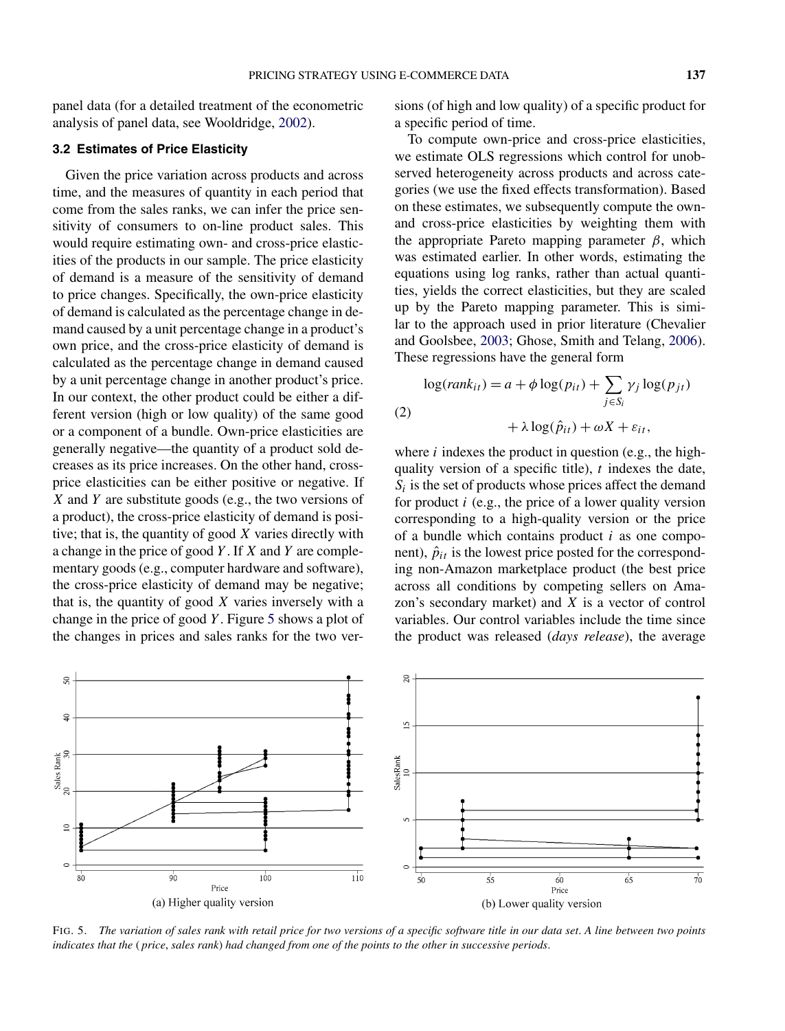panel data (for a detailed treatment of the econometric analysis of panel data, see Wooldridge, 2002).

### 3.2 Estimates of Price Elasticity

Given the price variation across products and across time, and the measures of quantity in each period that come from the sales ranks, we can infer the price sensitivity of consumers to on-line product sales. This would require estimating own- and cross-price elasticities of the products in our sample. The price elasticity of demand is a measure of the sensitivity of demand to price changes. Specifically, the own-price elasticity of demand is calculated as the percentage change in demand caused by a unit percentage change in a product's own price, and the cross-price elasticity of demand is calculated as the percentage change in demand caused by a unit percentage change in another product's price. In our context, the other product could be either a different version (high or low quality) of the same good or a component of a bundle. Own-price elasticities are generally negative—the quantity of a product sold decreases as its price increases. On the other hand, cross-price elasticities can be either positive or negative. If $X$ and $Y$ are substitute goods (e.g., the two versions of a product), the cross-price elasticity of demand is positive; that is, the quantity of good $X$ varies directly with a change in the price of good $Y$. If $X$ and $Y$ are complementary goods (e.g., computer hardware and software), the cross-price elasticity of demand may be negative; that is, the quantity of good $X$ varies inversely with a change in the price of good $Y$. Figure 5 shows a plot of the changes in prices and sales ranks for the two versions (of high and low quality) of a specific product for a specific period of time.

To compute own-price and cross-price elasticities, we estimate OLS regressions which control for unobserved heterogeneity across products and across categories (we use the fixed effects transformation). Based on these estimates, we subsequently compute the own- and cross-price elasticities by weighting them with the appropriate Pareto mapping parameter $\beta$, which was estimated earlier. In other words, estimating the equations using log ranks, rather than actual quantities, yields the correct elasticities, but they are scaled up by the Pareto mapping parameter. This is similar to the approach used in prior literature (Chevalier and Goolsbee, 2003; Ghose, Smith and Telang, 2006). These regressions have the general form

$$\log(rank_{it}) = a + \phi \log(p_{it}) + \sum_{j \in S_i} \gamma_j \log(p_{jt}) + \lambda \log(\hat{p}_{it}) + \omega X + \varepsilon_{it}, \tag{2}$$

where $i$ indexes the product in question (e.g., the high-quality version of a specific title), $t$ indexes the date, $S_i$ is the set of products whose prices affect the demand for product $i$ (e.g., the price of a lower quality version corresponding to a high-quality version or the price of a bundle which contains product $i$ as one component), $\hat{p}_{it}$ is the lowest price posted for the corresponding non-Amazon marketplace product (the best price across all conditions by competing sellers on Amazon's secondary market) and $X$ is a vector of control variables. Our control variables include the time since the product was released (*days release*), the average

(a) Higher quality version

(b) Lower quality version

FIG. 5. *The variation of sales rank with retail price for two versions of a specific software title in our data set. A line between two points indicates that the (price, sales rank) had changed from one of the points to the other in successive periods.*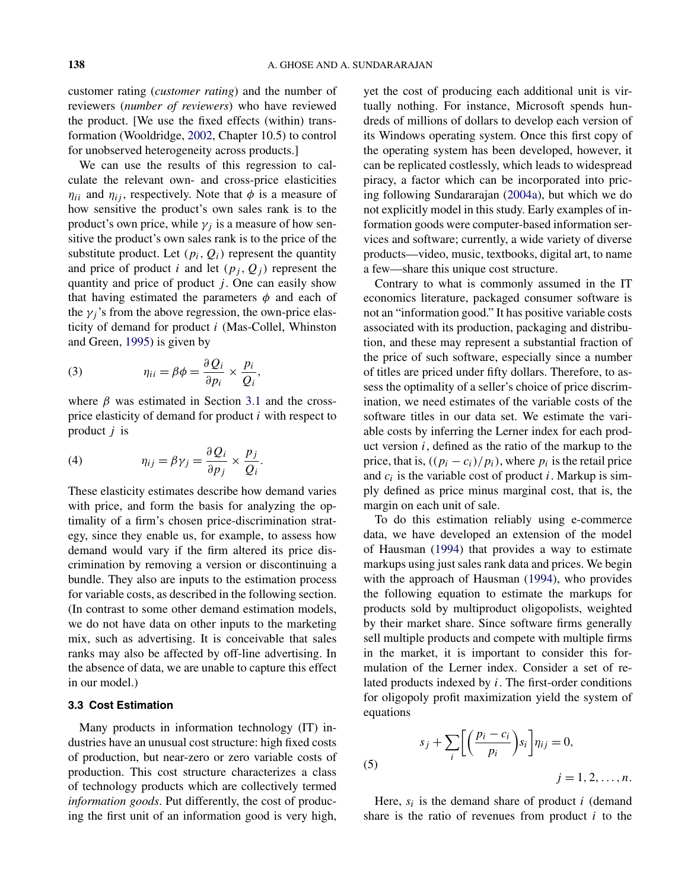customer rating (*customer rating*) and the number of reviewers (*number of reviewers*) who have reviewed the product. [We use the fixed effects (within) transformation (Wooldridge, 2002, Chapter 10.5) to control for unobserved heterogeneity across products.]

We can use the results of this regression to calculate the relevant own- and cross-price elasticities $\eta_{ii}$ and $\eta_{ij}$, respectively. Note that $\phi$ is a measure of how sensitive the product's own sales rank is to the product's own price, while $\gamma_j$ is a measure of how sensitive the product's own sales rank is to the price of the substitute product. Let $(p_i, Q_i)$ represent the quantity and price of product $i$ and let $(p_j, Q_j)$ represent the quantity and price of product $j$. One can easily show that having estimated the parameters $\phi$ and each of the $\gamma_j$'s from the above regression, the own-price elasticity of demand for product $i$ (Mas-Collel, Whinston and Green, 1995) is given by

$$\eta_{ii} = \beta\phi = \frac{\partial Q_i}{\partial p_i} \times \frac{p_i}{Q_i}, \tag{3}$$

where $\beta$ was estimated in Section 3.1 and the cross-price elasticity of demand for product $i$ with respect to product $j$ is

$$\eta_{ij} = \beta\gamma_j = \frac{\partial Q_i}{\partial p_j} \times \frac{p_j}{Q_i}. \tag{4}$$

These elasticity estimates describe how demand varies with price, and form the basis for analyzing the optimality of a firm's chosen price-discrimination strategy, since they enable us, for example, to assess how demand would vary if the firm altered its price discrimination by removing a version or discontinuing a bundle. They also are inputs to the estimation process for variable costs, as described in the following section. (In contrast to some other demand estimation models, we do not have data on other inputs to the marketing mix, such as advertising. It is conceivable that sales ranks may also be affected by off-line advertising. In the absence of data, we are unable to capture this effect in our model.)

### 3.3 Cost Estimation

Many products in information technology (IT) industries have an unusual cost structure: high fixed costs of production, but near-zero or zero variable costs of production. This cost structure characterizes a class of technology products which are collectively termed *information goods*. Put differently, the cost of producing the first unit of an information good is very high, yet the cost of producing each additional unit is virtually nothing. For instance, Microsoft spends hundreds of millions of dollars to develop each version of its Windows operating system. Once this first copy of the operating system has been developed, however, it can be replicated costlessly, which leads to widespread piracy, a factor which can be incorporated into pricing following Sundararajan (2004a), but which we do not explicitly model in this study. Early examples of information goods were computer-based information services and software; currently, a wide variety of diverse products—video, music, textbooks, digital art, to name a few—share this unique cost structure.

Contrary to what is commonly assumed in the IT economics literature, packaged consumer software is not an "information good." It has positive variable costs associated with its production, packaging and distribution, and these may represent a substantial fraction of the price of such software, especially since a number of titles are priced under fifty dollars. Therefore, to assess the optimality of a seller's choice of price discrimination, we need estimates of the variable costs of the software titles in our data set. We estimate the variable costs by inferring the Lerner index for each product version $i$, defined as the ratio of the markup to the price, that is, $((p_i - c_i)/p_i)$, where $p_i$ is the retail price and $c_i$ is the variable cost of product $i$. Markup is simply defined as price minus marginal cost, that is, the margin on each unit of sale.

To do this estimation reliably using e-commerce data, we have developed an extension of the model of Hausman (1994) that provides a way to estimate markups using just sales rank data and prices. We begin with the approach of Hausman (1994), who provides the following equation to estimate the markups for products sold by multiproduct oligopolists, weighted by their market share. Since software firms generally sell multiple products and compete with multiple firms in the market, it is important to consider this formulation of the Lerner index. Consider a set of related products indexed by $i$. The first-order conditions for oligopoly profit maximization yield the system of equations

$$s_j + \sum_i \left[\left(\frac{p_i - c_i}{p_i}\right) s_i\right] \eta_{ij} = 0, \qquad j = 1, 2, \ldots, n. \tag{5}$$

Here, $s_i$ is the demand share of product $i$ (demand share is the ratio of revenues from product $i$ to the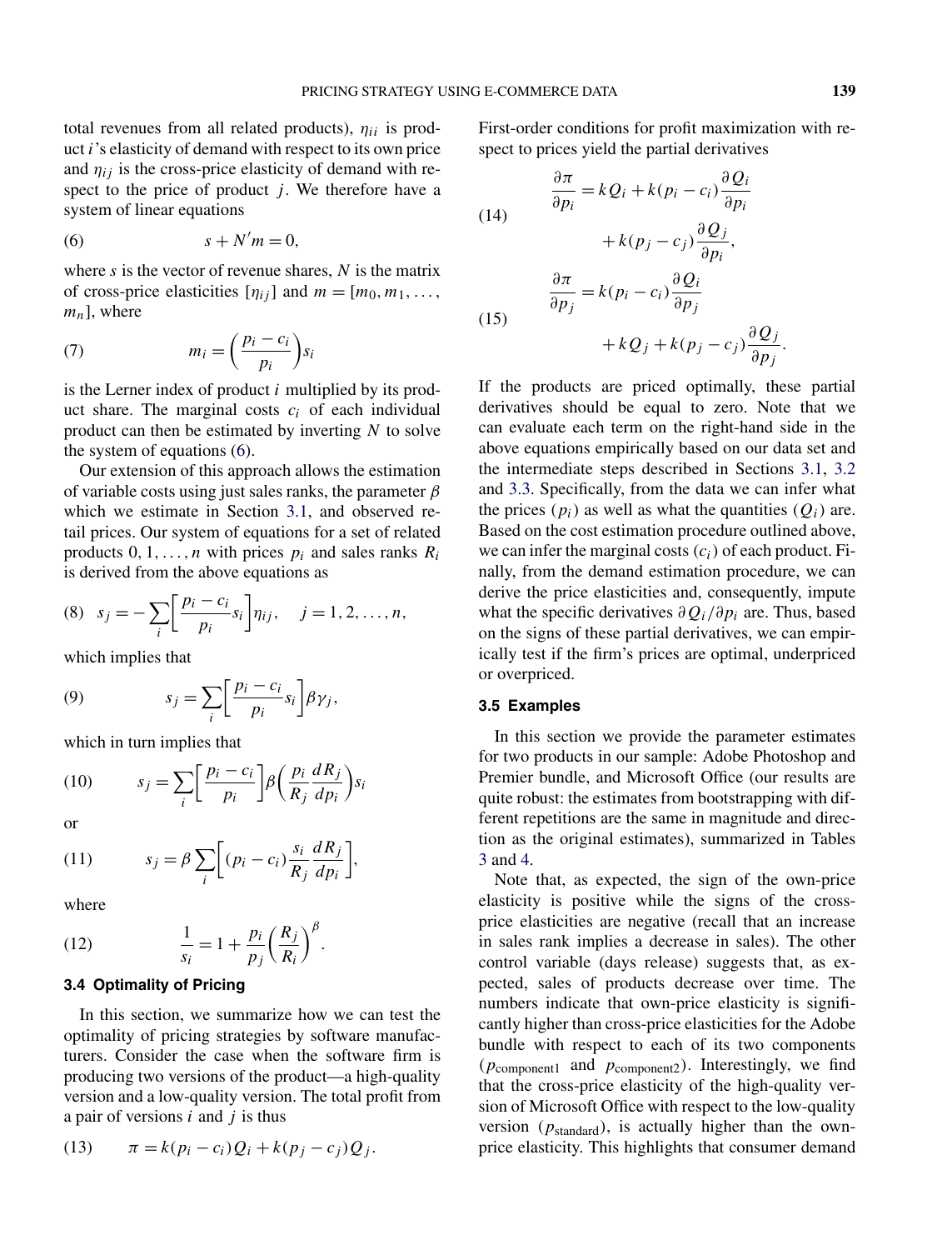total revenues from all related products), $\eta_{ii}$ is product $i$'s elasticity of demand with respect to its own price and $\eta_{ij}$ is the cross-price elasticity of demand with respect to the price of product $j$. We therefore have a system of linear equations

$$(6) \qquad s + N'm = 0,$$

where $s$ is the vector of revenue shares, $N$ is the matrix of cross-price elasticities $[\eta_{ij}]$ and $m = [m_0, m_1, \ldots, m_n]$, where

$$(7) \qquad m_i = \left(\frac{p_i - c_i}{p_i}\right) s_i$$

is the Lerner index of product $i$ multiplied by its product share. The marginal costs $c_i$ of each individual product can then be estimated by inverting $N$ to solve the system of equations (6).

Our extension of this approach allows the estimation of variable costs using just sales ranks, the parameter $\beta$ which we estimate in Section 3.1, and observed retail prices. Our system of equations for a set of related products $0, 1, \ldots, n$ with prices $p_i$ and sales ranks $R_i$ is derived from the above equations as

$$(8) \quad s_j = -\sum_i \left[\frac{p_i - c_i}{p_i} s_i\right] \eta_{ij}, \quad j = 1, 2, \ldots, n,$$

which implies that

$$(9) \qquad s_j = \sum_i \left[\frac{p_i - c_i}{p_i} s_i\right] \beta \gamma_j,$$

which in turn implies that

$$(10) \qquad s_j = \sum_i \left[\frac{p_i - c_i}{p_i}\right] \beta \left(\frac{p_i}{R_j} \frac{dR_j}{dp_i}\right) s_i$$

or

$$(11) \qquad s_j = \beta \sum_i \left[(p_i - c_i) \frac{s_i}{R_j} \frac{dR_j}{dp_i}\right],$$

where

$$(12) \qquad \frac{1}{s_i} = 1 + \frac{p_i}{p_j} \left(\frac{R_j}{R_i}\right)^{\beta}.$$

### 3.4 Optimality of Pricing

In this section, we summarize how we can test the optimality of pricing strategies by software manufacturers. Consider the case when the software firm is producing two versions of the product—a high-quality version and a low-quality version. The total profit from a pair of versions $i$ and $j$ is thus

$$(13) \qquad \pi = k(p_i - c_i) Q_i + k(p_j - c_j) Q_j.$$

First-order conditions for profit maximization with respect to prices yield the partial derivatives

$$(14) \qquad \frac{\partial \pi}{\partial p_i} = kQ_i + k(p_i - c_i) \frac{\partial Q_i}{\partial p_i} + k(p_j - c_j) \frac{\partial Q_j}{\partial p_i},$$

$$(15) \qquad \frac{\partial \pi}{\partial p_j} = k(p_i - c_i) \frac{\partial Q_i}{\partial p_j} + kQ_j + k(p_j - c_j) \frac{\partial Q_j}{\partial p_j}.$$

If the products are priced optimally, these partial derivatives should be equal to zero. Note that we can evaluate each term on the right-hand side in the above equations empirically based on our data set and the intermediate steps described in Sections 3.1, 3.2 and 3.3. Specifically, from the data we can infer what the prices ($p_i$) as well as what the quantities ($Q_i$) are. Based on the cost estimation procedure outlined above, we can infer the marginal costs ($c_i$) of each product. Finally, from the demand estimation procedure, we can derive the price elasticities and, consequently, impute what the specific derivatives $\partial Q_i / \partial p_i$ are. Thus, based on the signs of these partial derivatives, we can empirically test if the firm's prices are optimal, underpriced or overpriced.

### 3.5 Examples

In this section we provide the parameter estimates for two products in our sample: Adobe Photoshop and Premier bundle, and Microsoft Office (our results are quite robust: the estimates from bootstrapping with different repetitions are the same in magnitude and direction as the original estimates), summarized in Tables 3 and 4.

Note that, as expected, the sign of the own-price elasticity is positive while the signs of the cross-price elasticities are negative (recall that an increase in sales rank implies a decrease in sales). The other control variable (days release) suggests that, as expected, sales of products decrease over time. The numbers indicate that own-price elasticity is significantly higher than cross-price elasticities for the Adobe bundle with respect to each of its two components ($p_{\text{component1}}$ and $p_{\text{component2}}$). Interestingly, we find that the cross-price elasticity of the high-quality version of Microsoft Office with respect to the low-quality version ($p_{\text{standard}}$), is actually higher than the own-price elasticity. This highlights that consumer demand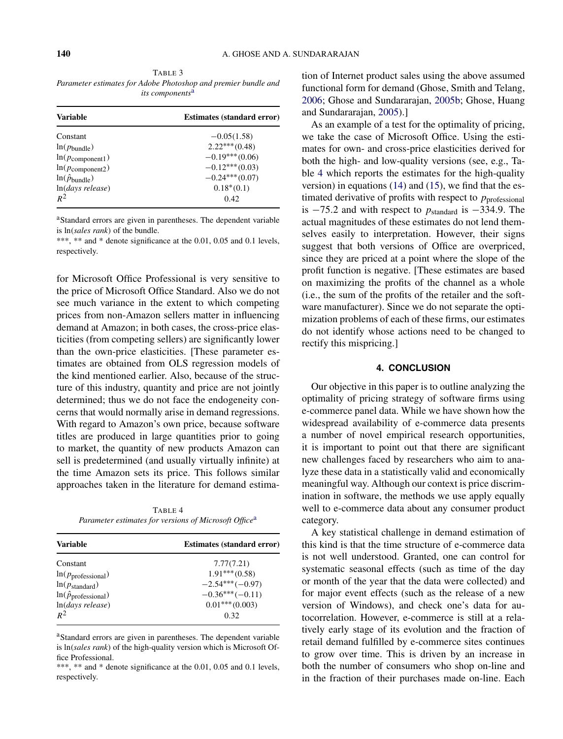TABLE 3
*Parameter estimates for Adobe Photoshop and premier bundle and its components*[a]

| Variable | Estimates (standard error) |
|---|---|
| Constant | $-0.05(1.58)$ |
| $\ln(p_{\text{bundle}})$ | $2.22^{***}(0.48)$ |
| $\ln(p_{\text{component1}})$ | $-0.19^{***}(0.06)$ |
| $\ln(p_{\text{component2}})$ | $-0.12^{***}(0.03)$ |
| $\ln(\hat{p}_{\text{bundle}})$ | $-0.24^{***}(0.07)$ |
| $\ln(\textit{days release})$ | $0.18^{*}(0.1)$ |
| $R^2$ | 0.42 |

[a]Standard errors are given in parentheses. The dependent variable is ln(*sales rank*) of the bundle.
***, ** and * denote significance at the 0.01, 0.05 and 0.1 levels, respectively.

for Microsoft Office Professional is very sensitive to the price of Microsoft Office Standard. Also we do not see much variance in the extent to which competing prices from non-Amazon sellers matter in influencing demand at Amazon; in both cases, the cross-price elasticities (from competing sellers) are significantly lower than the own-price elasticities. [These parameter estimates are obtained from OLS regression models of the kind mentioned earlier. Also, because of the structure of this industry, quantity and price are not jointly determined; thus we do not face the endogeneity concerns that would normally arise in demand regressions. With regard to Amazon's own price, because software titles are produced in large quantities prior to going to market, the quantity of new products Amazon can sell is predetermined (and usually virtually infinite) at the time Amazon sets its price. This follows similar approaches taken in the literature for demand estimation of Internet product sales using the above assumed functional form for demand (Ghose, Smith and Telang, 2006; Ghose and Sundararajan, 2005b; Ghose, Huang and Sundararajan, 2005).]

TABLE 4
*Parameter estimates for versions of Microsoft Office*[a]

| Variable | Estimates (standard error) |
|---|---|
| Constant | 7.77(7.21) |
| $\ln(p_{\text{professional}})$ | $1.91^{***}(0.58)$ |
| $\ln(p_{\text{standard}})$ | $-2.54^{***}(-0.97)$ |
| $\ln(\hat{p}_{\text{professional}})$ | $-0.36^{***}(-0.11)$ |
| $\ln(\textit{days release})$ | $0.01^{***}(0.003)$ |
| $R^2$ | 0.32 |

[a]Standard errors are given in parentheses. The dependent variable is ln(*sales rank*) of the high-quality version which is Microsoft Office Professional.
***, ** and * denote significance at the 0.01, 0.05 and 0.1 levels, respectively.

As an example of a test for the optimality of pricing, we take the case of Microsoft Office. Using the estimates for own- and cross-price elasticities derived for both the high- and low-quality versions (see, e.g., Table 4 which reports the estimates for the high-quality version) in equations (14) and (15), we find that the estimated derivative of profits with respect to $p_{\text{professional}}$ is $-75.2$ and with respect to $p_{\text{standard}}$ is $-334.9$. The actual magnitudes of these estimates do not lend themselves easily to interpretation. However, their signs suggest that both versions of Office are overpriced, since they are priced at a point where the slope of the profit function is negative. [These estimates are based on maximizing the profits of the channel as a whole (i.e., the sum of the profits of the retailer and the software manufacturer). Since we do not separate the optimization problems of each of these firms, our estimates do not identify whose actions need to be changed to rectify this mispricing.]

## 4. CONCLUSION

Our objective in this paper is to outline analyzing the optimality of pricing strategy of software firms using e-commerce panel data. While we have shown how the widespread availability of e-commerce data presents a number of novel empirical research opportunities, it is important to point out that there are significant new challenges faced by researchers who aim to analyze these data in a statistically valid and economically meaningful way. Although our context is price discrimination in software, the methods we use apply equally well to e-commerce data about any consumer product category.

A key statistical challenge in demand estimation of this kind is that the time structure of e-commerce data is not well understood. Granted, one can control for systematic seasonal effects (such as time of the day or month of the year that the data were collected) and for major event effects (such as the release of a new version of Windows), and check one's data for autocorrelation. However, e-commerce is still at a relatively early stage of its evolution and the fraction of retail demand fulfilled by e-commerce sites continues to grow over time. This is driven by an increase in both the number of consumers who shop on-line and in the fraction of their purchases made on-line. Each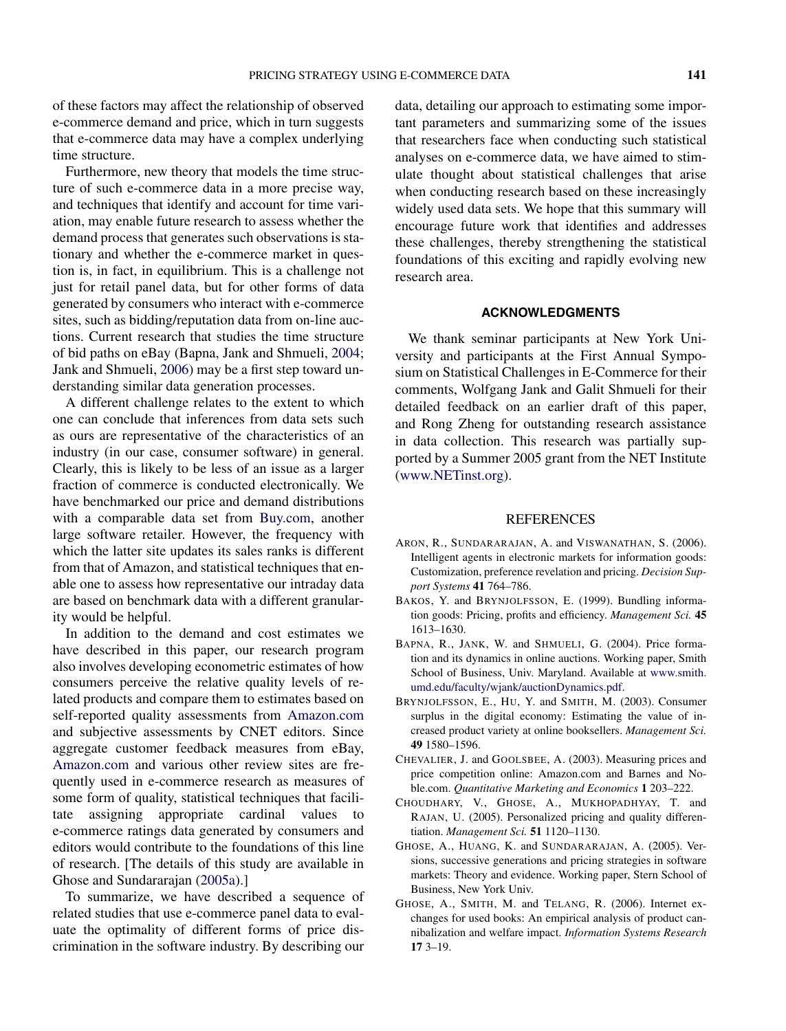of these factors may affect the relationship of observed e-commerce demand and price, which in turn suggests that e-commerce data may have a complex underlying time structure.

Furthermore, new theory that models the time structure of such e-commerce data in a more precise way, and techniques that identify and account for time variation, may enable future research to assess whether the demand process that generates such observations is stationary and whether the e-commerce market in question is, in fact, in equilibrium. This is a challenge not just for retail panel data, but for other forms of data generated by consumers who interact with e-commerce sites, such as bidding/reputation data from on-line auctions. Current research that studies the time structure of bid paths on eBay (Bapna, Jank and Shmueli, 2004; Jank and Shmueli, 2006) may be a first step toward understanding similar data generation processes.

A different challenge relates to the extent to which one can conclude that inferences from data sets such as ours are representative of the characteristics of an industry (in our case, consumer software) in general. Clearly, this is likely to be less of an issue as a larger fraction of commerce is conducted electronically. We have benchmarked our price and demand distributions with a comparable data set from Buy.com, another large software retailer. However, the frequency with which the latter site updates its sales ranks is different from that of Amazon, and statistical techniques that enable one to assess how representative our intraday data are based on benchmark data with a different granularity would be helpful.

In addition to the demand and cost estimates we have described in this paper, our research program also involves developing econometric estimates of how consumers perceive the relative quality levels of related products and compare them to estimates based on self-reported quality assessments from Amazon.com and subjective assessments by CNET editors. Since aggregate customer feedback measures from eBay, Amazon.com and various other review sites are frequently used in e-commerce research as measures of some form of quality, statistical techniques that facilitate assigning appropriate cardinal values to e-commerce ratings data generated by consumers and editors would contribute to the foundations of this line of research. [The details of this study are available in Ghose and Sundararajan (2005a).]

To summarize, we have described a sequence of related studies that use e-commerce panel data to evaluate the optimality of different forms of price discrimination in the software industry. By describing our data, detailing our approach to estimating some important parameters and summarizing some of the issues that researchers face when conducting such statistical analyses on e-commerce data, we have aimed to stimulate thought about statistical challenges that arise when conducting research based on these increasingly widely used data sets. We hope that this summary will encourage future work that identifies and addresses these challenges, thereby strengthening the statistical foundations of this exciting and rapidly evolving new research area.

## ACKNOWLEDGMENTS

We thank seminar participants at New York University and participants at the First Annual Symposium on Statistical Challenges in E-Commerce for their comments, Wolfgang Jank and Galit Shmueli for their detailed feedback on an earlier draft of this paper, and Rong Zheng for outstanding research assistance in data collection. This research was partially supported by a Summer 2005 grant from the NET Institute (www.NETinst.org).

## REFERENCES

ARON, R., SUNDARARAJAN, A. and VISWANATHAN, S. (2006). Intelligent agents in electronic markets for information goods: Customization, preference revelation and pricing. *Decision Support Systems* **41** 764–786.

BAKOS, Y. and BRYNJOLFSSON, E. (1999). Bundling information goods: Pricing, profits and efficiency. *Management Sci.* **45** 1613–1630.

BAPNA, R., JANK, W. and SHMUELI, G. (2004). Price formation and its dynamics in online auctions. Working paper, Smith School of Business, Univ. Maryland. Available at www.smith.umd.edu/faculty/wjank/auctionDynamics.pdf.

BRYNJOLFSSON, E., HU, Y. and SMITH, M. (2003). Consumer surplus in the digital economy: Estimating the value of increased product variety at online booksellers. *Management Sci.* **49** 1580–1596.

CHEVALIER, J. and GOOLSBEE, A. (2003). Measuring prices and price competition online: Amazon.com and Barnes and Noble.com. *Quantitative Marketing and Economics* **1** 203–222.

CHOUDHARY, V., GHOSE, A., MUKHOPADHYAY, T. and RAJAN, U. (2005). Personalized pricing and quality differentiation. *Management Sci.* **51** 1120–1130.

GHOSE, A., HUANG, K. and SUNDARARAJAN, A. (2005). Versions, successive generations and pricing strategies in software markets: Theory and evidence. Working paper, Stern School of Business, New York Univ.

GHOSE, A., SMITH, M. and TELANG, R. (2006). Internet exchanges for used books: An empirical analysis of product cannibalization and welfare impact. *Information Systems Research* **17** 3–19.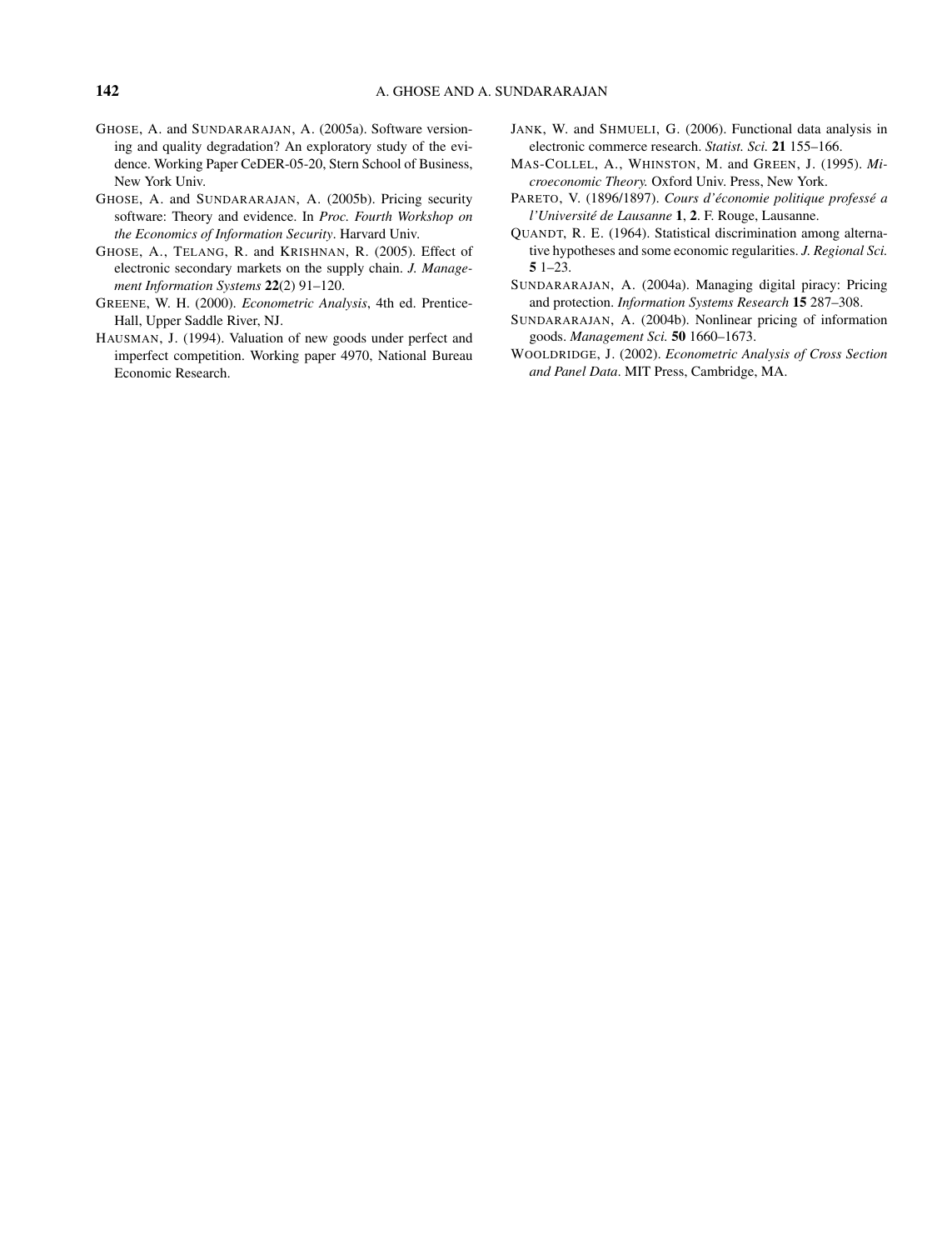GHOSE, A. and SUNDARARAJAN, A. (2005a). Software versioning and quality degradation? An exploratory study of the evidence. Working Paper CeDER-05-20, Stern School of Business, New York Univ.

GHOSE, A. and SUNDARARAJAN, A. (2005b). Pricing security software: Theory and evidence. In *Proc. Fourth Workshop on the Economics of Information Security*. Harvard Univ.

GHOSE, A., TELANG, R. and KRISHNAN, R. (2005). Effect of electronic secondary markets on the supply chain. *J. Management Information Systems* **22**(2) 91–120.

GREENE, W. H. (2000). *Econometric Analysis*, 4th ed. Prentice-Hall, Upper Saddle River, NJ.

HAUSMAN, J. (1994). Valuation of new goods under perfect and imperfect competition. Working paper 4970, National Bureau Economic Research.

JANK, W. and SHMUELI, G. (2006). Functional data analysis in electronic commerce research. *Statist. Sci.* **21** 155–166.

MAS-COLLEL, A., WHINSTON, M. and GREEN, J. (1995). *Microeconomic Theory.* Oxford Univ. Press, New York.

PARETO, V. (1896/1897). *Cours d'économie politique professé a l'Université de Lausanne* **1**, **2**. F. Rouge, Lausanne.

QUANDT, R. E. (1964). Statistical discrimination among alternative hypotheses and some economic regularities. *J. Regional Sci.* **5** 1–23.

SUNDARARAJAN, A. (2004a). Managing digital piracy: Pricing and protection. *Information Systems Research* **15** 287–308.

SUNDARARAJAN, A. (2004b). Nonlinear pricing of information goods. *Management Sci.* **50** 1660–1673.

WOOLDRIDGE, J. (2002). *Econometric Analysis of Cross Section and Panel Data*. MIT Press, Cambridge, MA.